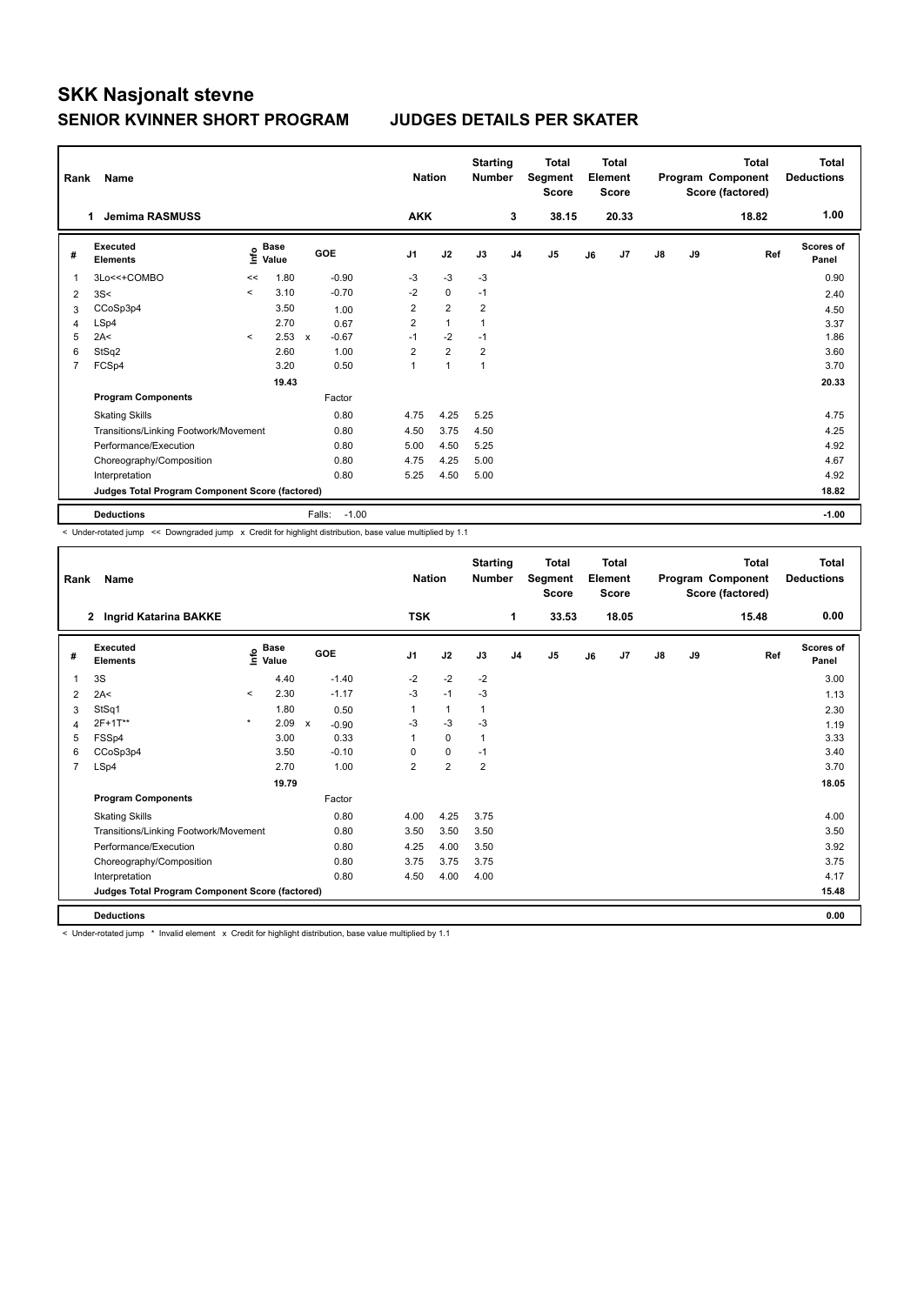# SKK Nasjonalt stevne

## SENIOR KVINNER SHORT PROGRAM JUDGES DETAILS PER SKATER

| Rank | Name | Nation | Starting Number | Total Segment Score | Total Element Score | Total Program Component Score (factored) | Total Deductions |
|---|---|---|---|---|---|---|---|
| 1 | Jemima RASMUSS | AKK | 3 | 38.15 | 20.33 | 18.82 | 1.00 |

| # | Executed Elements | Info | Base Value | | GOE | J1 | J2 | J3 | J4 | J5 | J6 | J7 | J8 | J9 | Ref | Scores of Panel |
|---|---|---|---|---|---|---|---|---|---|---|---|---|---|---|---|---|
| 1 | 3Lo<<+COMBO | << | 1.80 | | -0.90 | -3 | -3 | -3 | | | | | | | | 0.90 |
| 2 | 3S< | < | 3.10 | | -0.70 | -2 | 0 | -1 | | | | | | | | 2.40 |
| 3 | CCoSp3p4 | | 3.50 | | 1.00 | 2 | 2 | 2 | | | | | | | | 4.50 |
| 4 | LSp4 | | 2.70 | | 0.67 | 2 | 1 | 1 | | | | | | | | 3.37 |
| 5 | 2A< | < | 2.53 | x | -0.67 | -1 | -2 | -1 | | | | | | | | 1.86 |
| 6 | StSq2 | | 2.60 | | 1.00 | 2 | 2 | 2 | | | | | | | | 3.60 |
| 7 | FCSp4 | | 3.20 | | 0.50 | 1 | 1 | 1 | | | | | | | | 3.70 |
| | | | 19.43 | | | | | | | | | | | | | 20.33 |
| | **Program Components** | | | | Factor | | | | | | | | | | | |
| | Skating Skills | | | | 0.80 | 4.75 | 4.25 | 5.25 | | | | | | | | 4.75 |
| | Transitions/Linking Footwork/Movement | | | | 0.80 | 4.50 | 3.75 | 4.50 | | | | | | | | 4.25 |
| | Performance/Execution | | | | 0.80 | 5.00 | 4.50 | 5.25 | | | | | | | | 4.92 |
| | Choreography/Composition | | | | 0.80 | 4.75 | 4.25 | 5.00 | | | | | | | | 4.67 |
| | Interpretation | | | | 0.80 | 5.25 | 4.50 | 5.00 | | | | | | | | 4.92 |
| | **Judges Total Program Component Score (factored)** | | | | | | | | | | | | | | | 18.82 |
| | **Deductions** | | | | Falls: -1.00 | | | | | | | | | | | -1.00 |

< Under-rotated jump << Downgraded jump x Credit for highlight distribution, base value multiplied by 1.1

| Rank | Name | Nation | Starting Number | Total Segment Score | Total Element Score | Total Program Component Score (factored) | Total Deductions |
|---|---|---|---|---|---|---|---|
| 2 | Ingrid Katarina BAKKE | TSK | 1 | 33.53 | 18.05 | 15.48 | 0.00 |

| # | Executed Elements | Info | Base Value | | GOE | J1 | J2 | J3 | J4 | J5 | J6 | J7 | J8 | J9 | Ref | Scores of Panel |
|---|---|---|---|---|---|---|---|---|---|---|---|---|---|---|---|---|
| 1 | 3S | | 4.40 | | -1.40 | -2 | -2 | -2 | | | | | | | | 3.00 |
| 2 | 2A< | < | 2.30 | | -1.17 | -3 | -1 | -3 | | | | | | | | 1.13 |
| 3 | StSq1 | | 1.80 | | 0.50 | 1 | 1 | 1 | | | | | | | | 2.30 |
| 4 | 2F+1T* | * | 2.09 | x | -0.90 | -3 | -3 | -3 | | | | | | | | 1.19 |
| 5 | FSSp4 | | 3.00 | | 0.33 | 1 | 0 | 1 | | | | | | | | 3.33 |
| 6 | CCoSp3p4 | | 3.50 | | -0.10 | 0 | 0 | -1 | | | | | | | | 3.40 |
| 7 | LSp4 | | 2.70 | | 1.00 | 2 | 2 | 2 | | | | | | | | 3.70 |
| | | | 19.79 | | | | | | | | | | | | | 18.05 |
| | **Program Components** | | | | Factor | | | | | | | | | | | |
| | Skating Skills | | | | 0.80 | 4.00 | 4.25 | 3.75 | | | | | | | | 4.00 |
| | Transitions/Linking Footwork/Movement | | | | 0.80 | 3.50 | 3.50 | 3.50 | | | | | | | | 3.50 |
| | Performance/Execution | | | | 0.80 | 4.25 | 4.00 | 3.50 | | | | | | | | 3.92 |
| | Choreography/Composition | | | | 0.80 | 3.75 | 3.75 | 3.75 | | | | | | | | 3.75 |
| | Interpretation | | | | 0.80 | 4.50 | 4.00 | 4.00 | | | | | | | | 4.17 |
| | **Judges Total Program Component Score (factored)** | | | | | | | | | | | | | | | 15.48 |
| | **Deductions** | | | | | | | | | | | | | | | 0.00 |

< Under-rotated jump * Invalid element x Credit for highlight distribution, base value multiplied by 1.1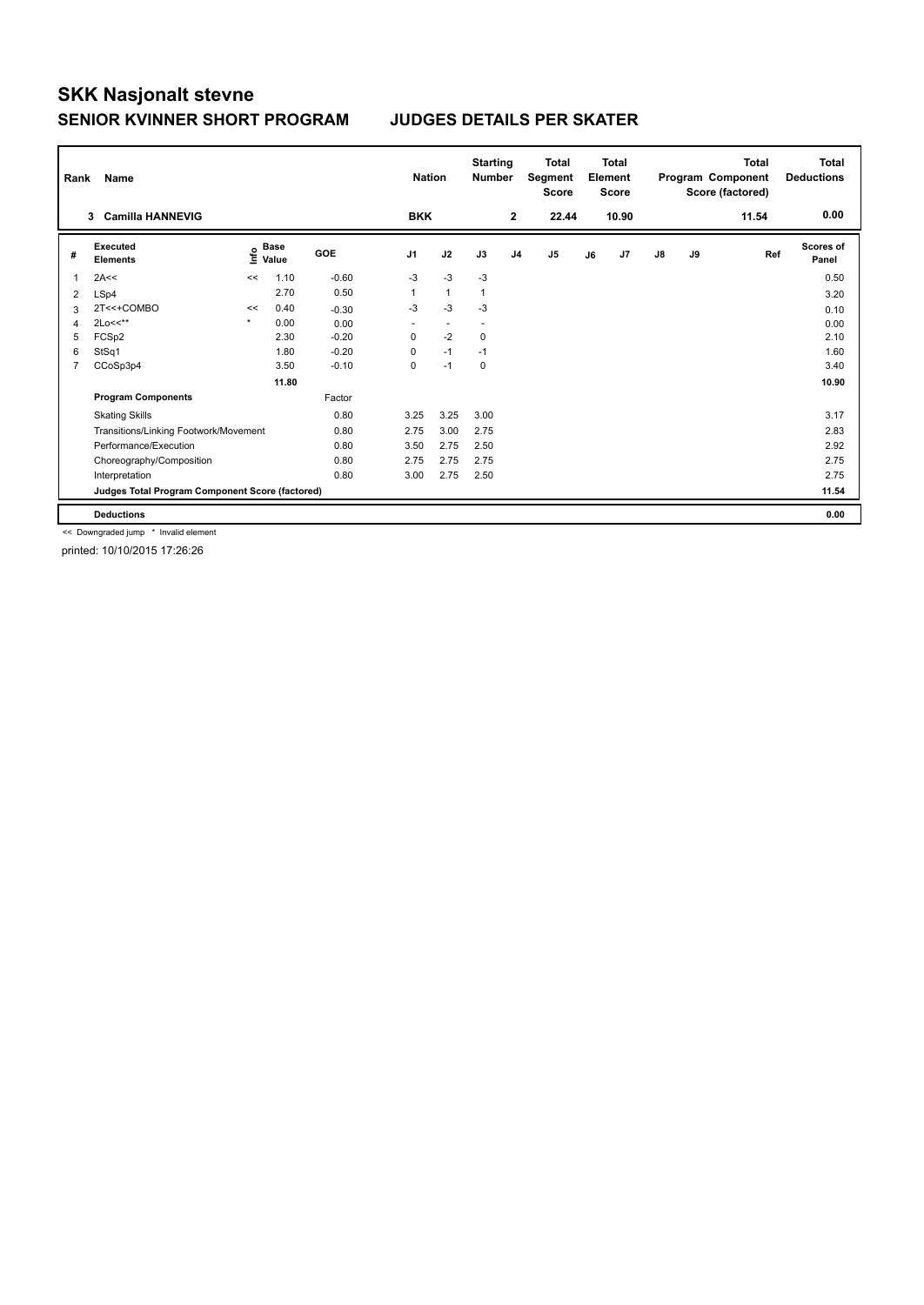# SKK Nasjonalt stevne

## SENIOR KVINNER SHORT PROGRAM JUDGES DETAILS PER SKATER

| Rank | Name | Nation | Starting Number | Total Segment Score | Total Element Score | Total Program Component Score (factored) | Total Deductions |
|---|---|---|---|---|---|---|---|
| 3 | Camilla HANNEVIG | BKK | 2 | 22.44 | 10.90 | 11.54 | 0.00 |

| # | Executed Elements | Info | Base Value | GOE | J1 | J2 | J3 | J4 | J5 | J6 | J7 | J8 | J9 | Ref | Scores of Panel |
|---|---|---|---|---|---|---|---|---|---|---|---|---|---|---|---|
| 1 | 2A<< | << | 1.10 | -0.60 | -3 | -3 | -3 | | | | | | | | 0.50 |
| 2 | LSp4 | | 2.70 | 0.50 | 1 | 1 | 1 | | | | | | | | 3.20 |
| 3 | 2T<<+COMBO | << | 0.40 | -0.30 | -3 | -3 | -3 | | | | | | | | 0.10 |
| 4 | 2Lo<<* | * | 0.00 | 0.00 | - | - | - | | | | | | | | 0.00 |
| 5 | FCSp2 | | 2.30 | -0.20 | 0 | -2 | 0 | | | | | | | | 2.10 |
| 6 | StSq1 | | 1.80 | -0.20 | 0 | -1 | -1 | | | | | | | | 1.60 |
| 7 | CCoSp3p4 | | 3.50 | -0.10 | 0 | -1 | 0 | | | | | | | | 3.40 |
| | | | 11.80 | | | | | | | | | | | | 10.90 |
| | **Program Components** | | | Factor | | | | | | | | | | | |
| | Skating Skills | | | 0.80 | 3.25 | 3.25 | 3.00 | | | | | | | | 3.17 |
| | Transitions/Linking Footwork/Movement | | | 0.80 | 2.75 | 3.00 | 2.75 | | | | | | | | 2.83 |
| | Performance/Execution | | | 0.80 | 3.50 | 2.75 | 2.50 | | | | | | | | 2.92 |
| | Choreography/Composition | | | 0.80 | 2.75 | 2.75 | 2.75 | | | | | | | | 2.75 |
| | Interpretation | | | 0.80 | 3.00 | 2.75 | 2.50 | | | | | | | | 2.75 |
| | **Judges Total Program Component Score (factored)** | | | | | | | | | | | | | | 11.54 |
| | **Deductions** | | | | | | | | | | | | | | 0.00 |

<< Downgraded jump * Invalid element

printed: 10/10/2015 17:26:26